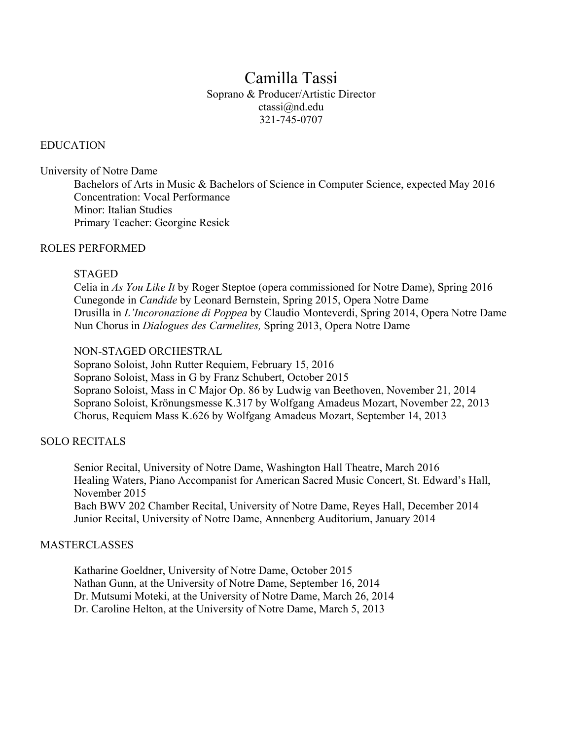# Camilla Tassi

Soprano & Producer/Artistic Director
ctassi@nd.edu
321-745-0707

## EDUCATION

University of Notre Dame

Bachelors of Arts in Music & Bachelors of Science in Computer Science, expected May 2016
Concentration: Vocal Performance
Minor: Italian Studies
Primary Teacher: Georgine Resick

## ROLES PERFORMED

### STAGED

Celia in *As You Like It* by Roger Steptoe (opera commissioned for Notre Dame), Spring 2016
Cunegonde in *Candide* by Leonard Bernstein, Spring 2015, Opera Notre Dame
Drusilla in *L'Incoronazione di Poppea* by Claudio Monteverdi, Spring 2014, Opera Notre Dame
Nun Chorus in *Dialogues des Carmelites,* Spring 2013, Opera Notre Dame

### NON-STAGED ORCHESTRAL

Soprano Soloist, John Rutter Requiem, February 15, 2016
Soprano Soloist, Mass in G by Franz Schubert, October 2015
Soprano Soloist, Mass in C Major Op. 86 by Ludwig van Beethoven, November 21, 2014
Soprano Soloist, Krönungsmesse K.317 by Wolfgang Amadeus Mozart, November 22, 2013
Chorus, Requiem Mass K.626 by Wolfgang Amadeus Mozart, September 14, 2013

## SOLO RECITALS

Senior Recital, University of Notre Dame, Washington Hall Theatre, March 2016
Healing Waters, Piano Accompanist for American Sacred Music Concert, St. Edward's Hall, November 2015
Bach BWV 202 Chamber Recital, University of Notre Dame, Reyes Hall, December 2014
Junior Recital, University of Notre Dame, Annenberg Auditorium, January 2014

## MASTERCLASSES

Katharine Goeldner, University of Notre Dame, October 2015
Nathan Gunn, at the University of Notre Dame, September 16, 2014
Dr. Mutsumi Moteki, at the University of Notre Dame, March 26, 2014
Dr. Caroline Helton, at the University of Notre Dame, March 5, 2013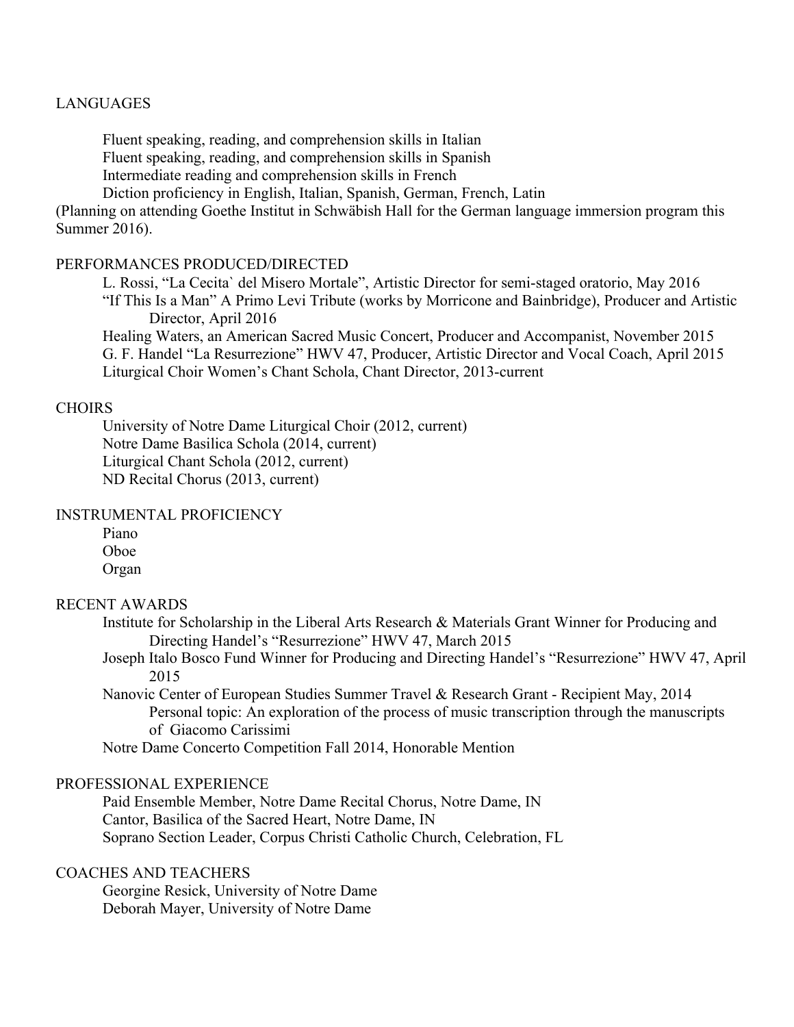## LANGUAGES

Fluent speaking, reading, and comprehension skills in Italian
Fluent speaking, reading, and comprehension skills in Spanish
Intermediate reading and comprehension skills in French
Diction proficiency in English, Italian, Spanish, German, French, Latin

(Planning on attending Goethe Institut in Schwäbish Hall for the German language immersion program this Summer 2016).

## PERFORMANCES PRODUCED/DIRECTED

L. Rossi, "La Cecita` del Misero Mortale", Artistic Director for semi-staged oratorio, May 2016
"If This Is a Man" A Primo Levi Tribute (works by Morricone and Bainbridge), Producer and Artistic Director, April 2016
Healing Waters, an American Sacred Music Concert, Producer and Accompanist, November 2015
G. F. Handel "La Resurrezione" HWV 47, Producer, Artistic Director and Vocal Coach, April 2015
Liturgical Choir Women's Chant Schola, Chant Director, 2013-current

## CHOIRS

University of Notre Dame Liturgical Choir (2012, current)
Notre Dame Basilica Schola (2014, current)
Liturgical Chant Schola (2012, current)
ND Recital Chorus (2013, current)

## INSTRUMENTAL PROFICIENCY

Piano
Oboe
Organ

## RECENT AWARDS

Institute for Scholarship in the Liberal Arts Research & Materials Grant Winner for Producing and Directing Handel's "Resurrezione" HWV 47, March 2015
Joseph Italo Bosco Fund Winner for Producing and Directing Handel's "Resurrezione" HWV 47, April 2015
Nanovic Center of European Studies Summer Travel & Research Grant - Recipient May, 2014
    Personal topic: An exploration of the process of music transcription through the manuscripts of Giacomo Carissimi
Notre Dame Concerto Competition Fall 2014, Honorable Mention

## PROFESSIONAL EXPERIENCE

Paid Ensemble Member, Notre Dame Recital Chorus, Notre Dame, IN
Cantor, Basilica of the Sacred Heart, Notre Dame, IN
Soprano Section Leader, Corpus Christi Catholic Church, Celebration, FL

## COACHES AND TEACHERS

Georgine Resick, University of Notre Dame
Deborah Mayer, University of Notre Dame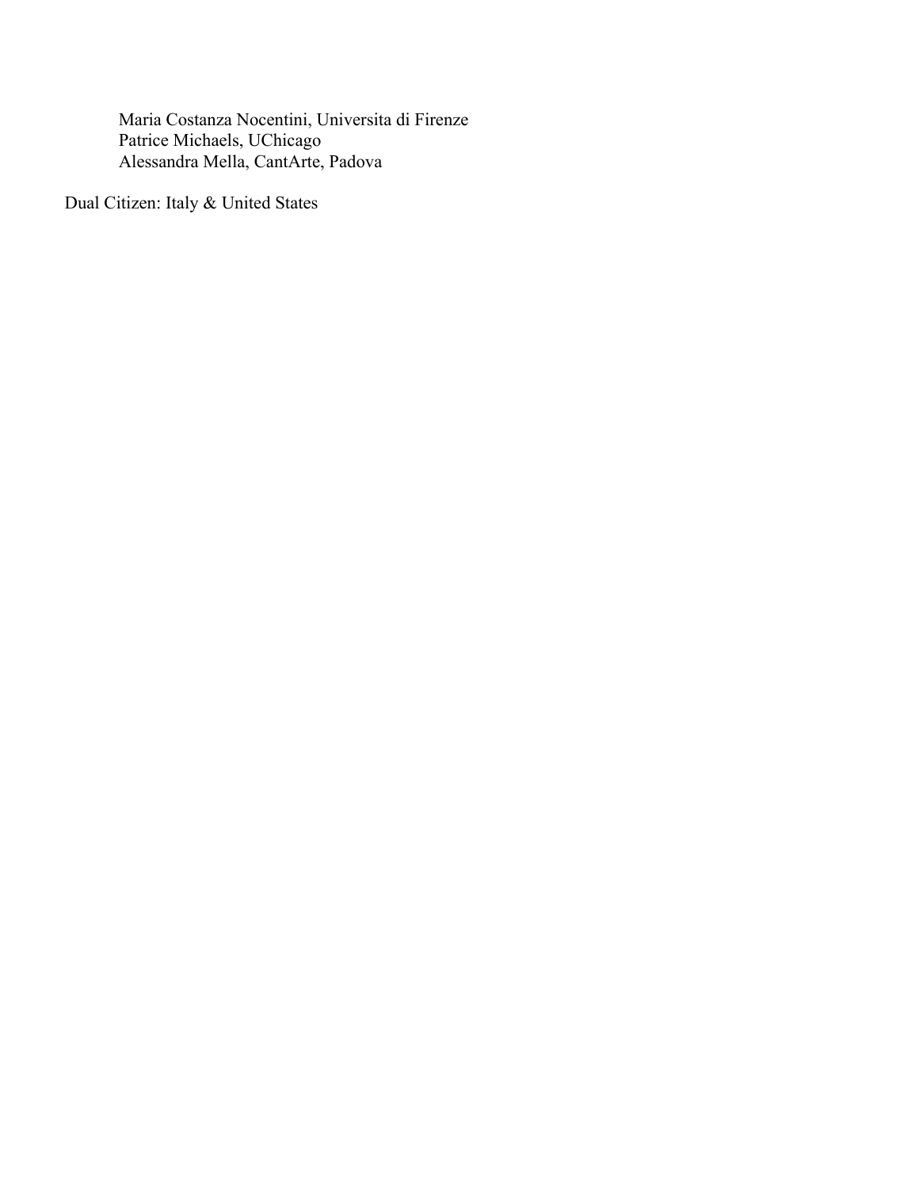Maria Costanza Nocentini, Universita di Firenze
Patrice Michaels, UChicago
Alessandra Mella, CantArte, Padova

Dual Citizen: Italy & United States